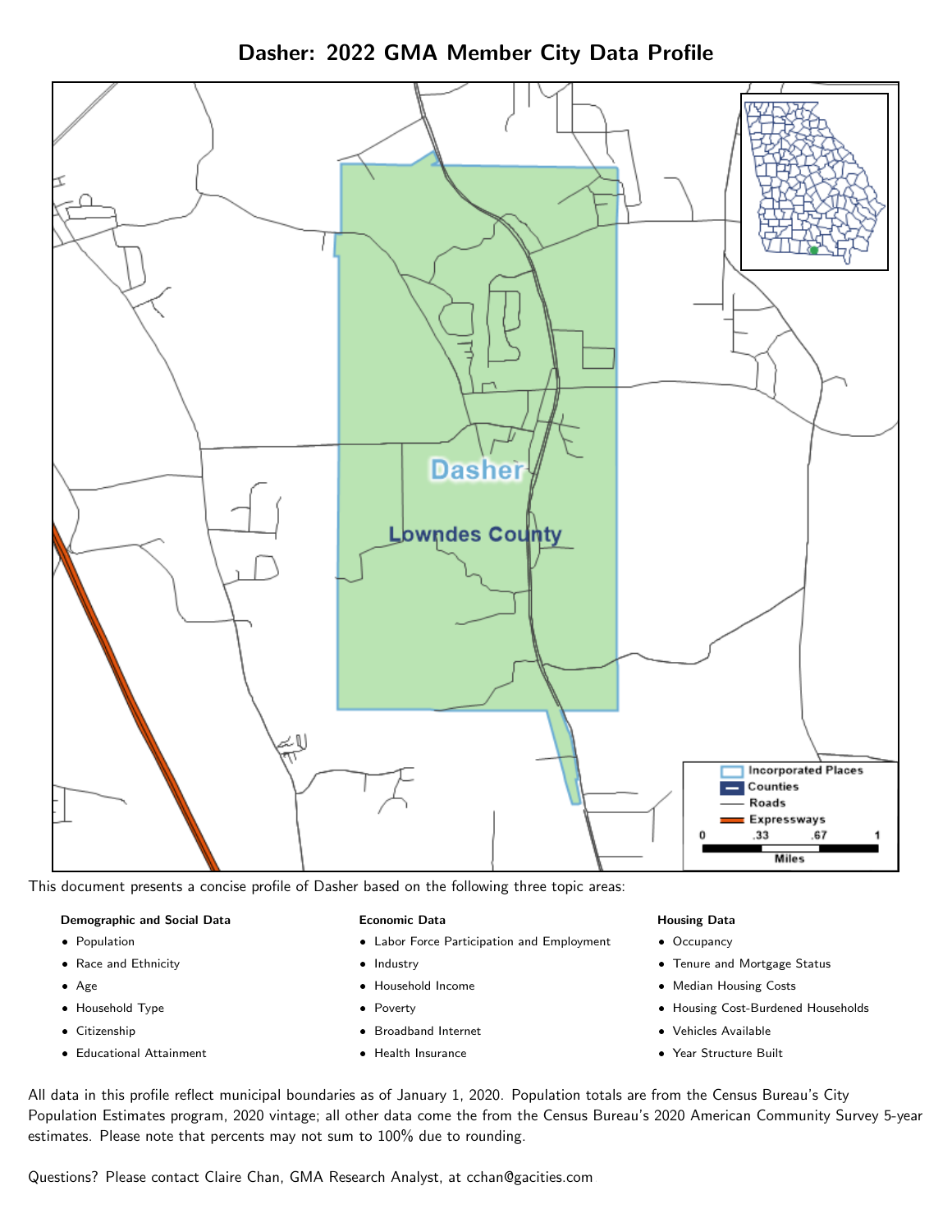# Dasher: 2022 GMA Member City Data Profile

This document presents a concise profile of Dasher based on the following three topic areas:

**Demographic and Social Data**

- Population
- Race and Ethnicity
- Age
- Household Type
- Citizenship
- Educational Attainment

**Economic Data**

- Labor Force Participation and Employment
- Industry
- Household Income
- Poverty
- Broadband Internet
- Health Insurance

**Housing Data**

- Occupancy
- Tenure and Mortgage Status
- Median Housing Costs
- Housing Cost-Burdened Households
- Vehicles Available
- Year Structure Built

All data in this profile reflect municipal boundaries as of January 1, 2020. Population totals are from the Census Bureau's City Population Estimates program, 2020 vintage; all other data come the from the Census Bureau's 2020 American Community Survey 5-year estimates. Please note that percents may not sum to 100% due to rounding.

Questions? Please contact Claire Chan, GMA Research Analyst, at cchan@gacities.com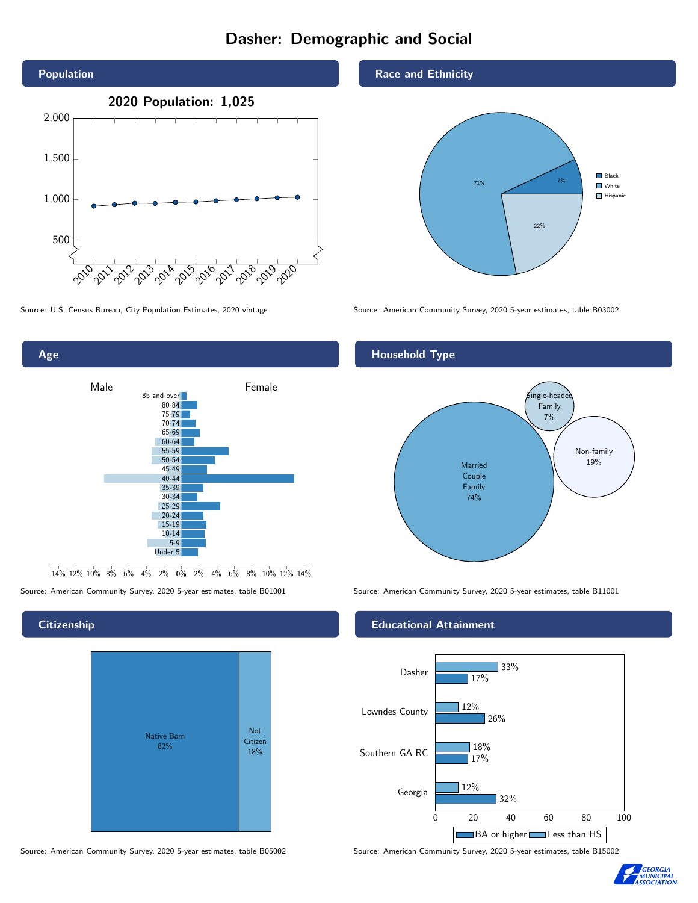# Dasher: Demographic and Social

## Population

**2020 Population: 1,025**

Source: U.S. Census Bureau, City Population Estimates, 2020 vintage

## Race and Ethnicity

- Black: 7%
- White: 71%
- Hispanic: 22%

Source: American Community Survey, 2020 5-year estimates, table B03002

## Age

Source: American Community Survey, 2020 5-year estimates, table B01001

## Household Type

- Married Couple Family: 74%
- Single-headed Family: 7%
- Non-family: 19%

Source: American Community Survey, 2020 5-year estimates, table B11001

## Citizenship

- Native Born: 82%
- Not Citizen: 18%

Source: American Community Survey, 2020 5-year estimates, table B05002

## Educational Attainment

| | Less than HS | BA or higher |
|---|---|---|
| Dasher | 33% | 17% |
| Lowndes County | 12% | 26% |
| Southern GA RC | 18% | 17% |
| Georgia | 12% | 32% |

Source: American Community Survey, 2020 5-year estimates, table B15002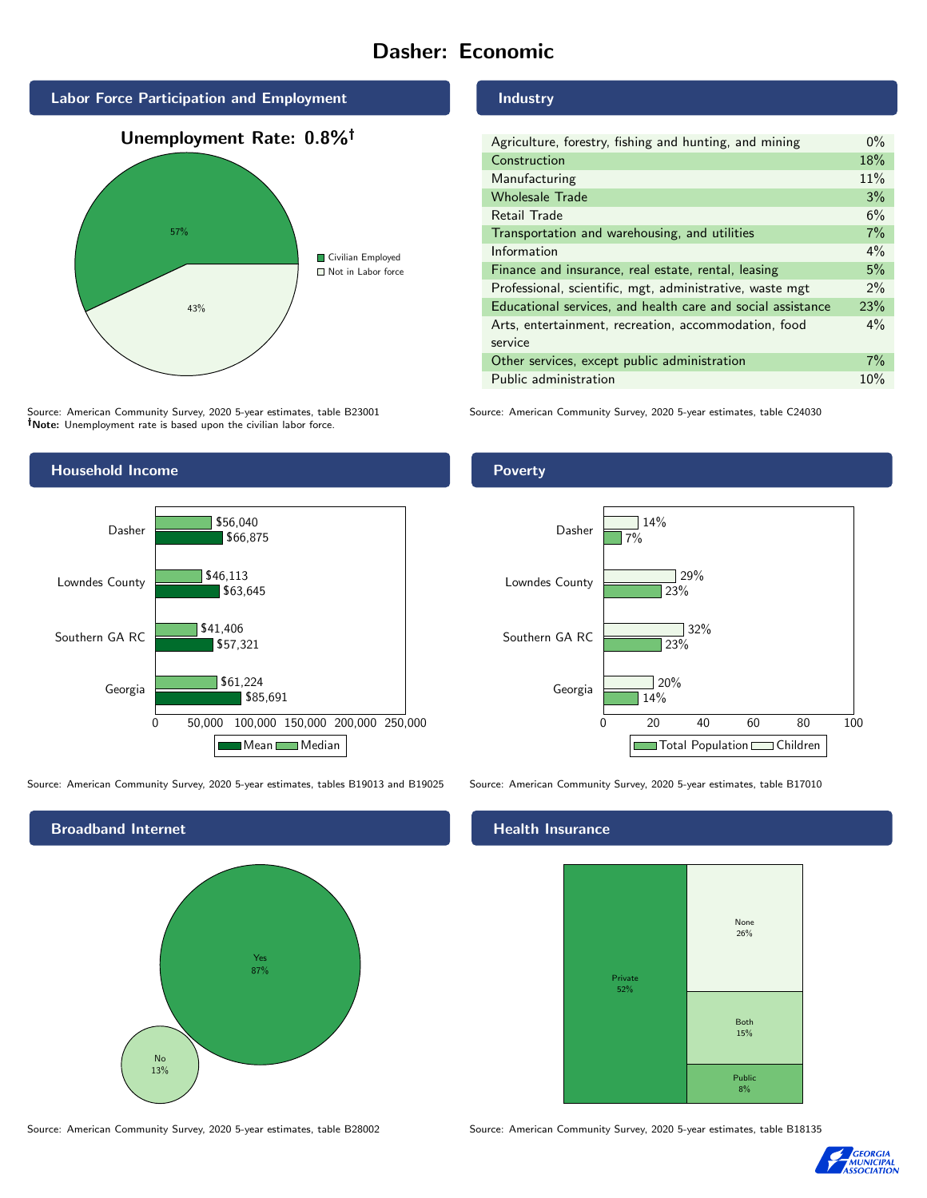# Dasher: Economic

## Labor Force Participation and Employment

**Unemployment Rate: 0.8%†**

| Category | Percent |
|---|---|
| Civilian Employed | 57% |
| Not in Labor force | 43% |

Source: American Community Survey, 2020 5-year estimates, table B23001
**†Note:** Unemployment rate is based upon the civilian labor force.

## Industry

| Industry | Percent |
|---|---|
| Agriculture, forestry, fishing and hunting, and mining | 0% |
| Construction | 18% |
| Manufacturing | 11% |
| Wholesale Trade | 3% |
| Retail Trade | 6% |
| Transportation and warehousing, and utilities | 7% |
| Information | 4% |
| Finance and insurance, real estate, rental, leasing | 5% |
| Professional, scientific, mgt, administrative, waste mgt | 2% |
| Educational services, and health care and social assistance | 23% |
| Arts, entertainment, recreation, accommodation, food service | 4% |
| Other services, except public administration | 7% |
| Public administration | 10% |

Source: American Community Survey, 2020 5-year estimates, table C24030

## Household Income

| | Median | Mean |
|---|---|---|
| Dasher | $56,040 | $66,875 |
| Lowndes County | $46,113 | $63,645 |
| Southern GA RC | $41,406 | $57,321 |
| Georgia | $61,224 | $85,691 |

Source: American Community Survey, 2020 5-year estimates, tables B19013 and B19025

## Poverty

| | Children | Total Population |
|---|---|---|
| Dasher | 14% | 7% |
| Lowndes County | 29% | 23% |
| Southern GA RC | 32% | 23% |
| Georgia | 20% | 14% |

Source: American Community Survey, 2020 5-year estimates, table B17010

## Broadband Internet

| | Percent |
|---|---|
| Yes | 87% |
| No | 13% |

Source: American Community Survey, 2020 5-year estimates, table B28002

## Health Insurance

| | Percent |
|---|---|
| Private | 52% |
| None | 26% |
| Both | 15% |
| Public | 8% |

Source: American Community Survey, 2020 5-year estimates, table B18135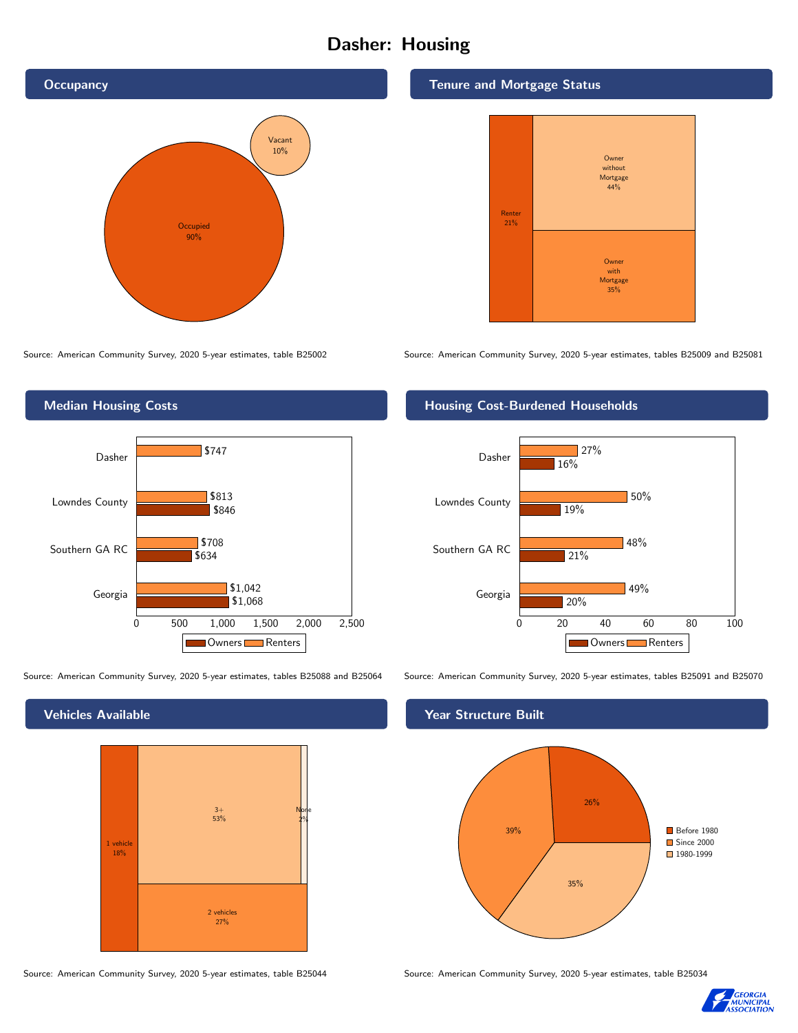# Dasher: Housing

## Occupancy

Vacant
10%

Occupied
90%

Source: American Community Survey, 2020 5-year estimates, table B25002

## Tenure and Mortgage Status

Renter
21%

Owner
without
Mortgage
44%

Owner
with
Mortgage
35%

Source: American Community Survey, 2020 5-year estimates, tables B25009 and B25081

## Median Housing Costs

Dasher
$747

Lowndes County
$813
$846

Southern GA RC
$708
$634

Georgia
$1,042
$1,068

0
500
1,000
1,500
2,000
2,500

Owners
Renters

Source: American Community Survey, 2020 5-year estimates, tables B25088 and B25064

## Housing Cost-Burdened Households

Dasher
27%
16%

Lowndes County
50%
19%

Southern GA RC
48%
21%

Georgia
49%
20%

0
20
40
60
80
100

Owners
Renters

Source: American Community Survey, 2020 5-year estimates, tables B25091 and B25070

## Vehicles Available

1 vehicle
18%

3+
53%

None
2%

2 vehicles
27%

Source: American Community Survey, 2020 5-year estimates, table B25044

## Year Structure Built

26%
39%
35%

Before 1980
Since 2000
1980-1999

Source: American Community Survey, 2020 5-year estimates, table B25034